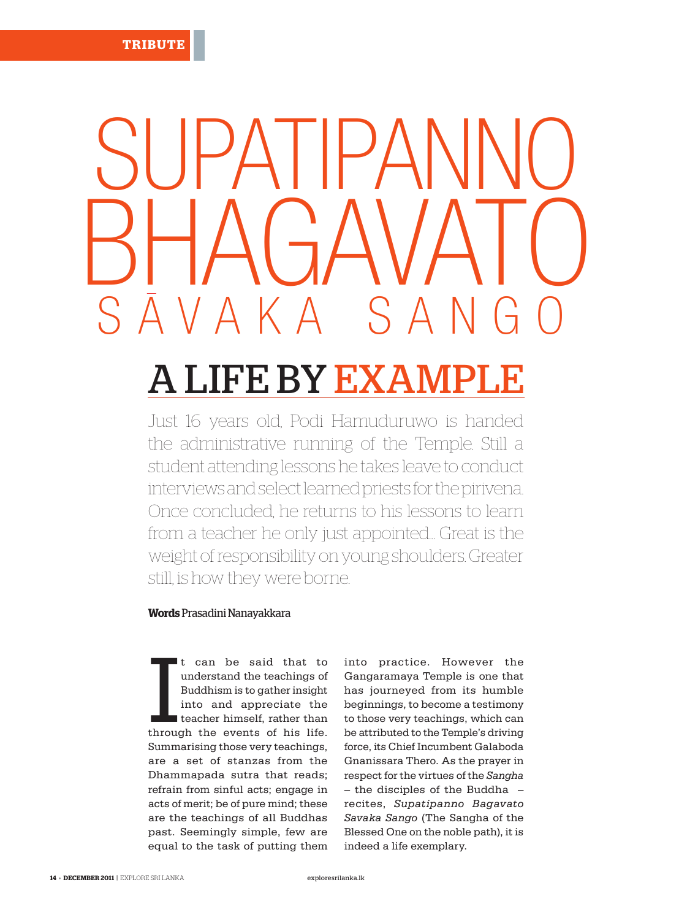TRIBUTE

# SUPATIPANNO BHAGAVATO SĀVAKA SANGO

## A LIFE BY EXAMPLE

Just 16 years old, Podi Hamuduruwo is handed the administrative running of the Temple. Still a student attending lessons he takes leave to conduct interviews and select learned priests for the pirivena. Once concluded, he returns to his lessons to learn from a teacher he only just appointed... Great is the weight of responsibility on young shoulders. Greater still, is how they were borne.

**Words** Prasadini Nanayakkara

It can be said that to understand the teachings of Buddhism is to gather insight into and appreciate the teacher himself, rather than through the events of his life. Summarising those very teachings, are a set of stanzas from the Dhammapada sutra that reads; refrain from sinful acts; engage in acts of merit; be of pure mind; these are the teachings of all Buddhas past. Seemingly simple, few are equal to the task of putting them into practice. However the Gangaramaya Temple is one that has journeyed from its humble beginnings, to become a testimony to those very teachings, which can be attributed to the Temple's driving force, its Chief Incumbent Galaboda Gnanissara Thero. As the prayer in respect for the virtues of the *Sangha* – the disciples of the Buddha – recites, *Supatipanno Bagavato Savaka Sango* (The Sangha of the Blessed One on the noble path), it is indeed a life exemplary.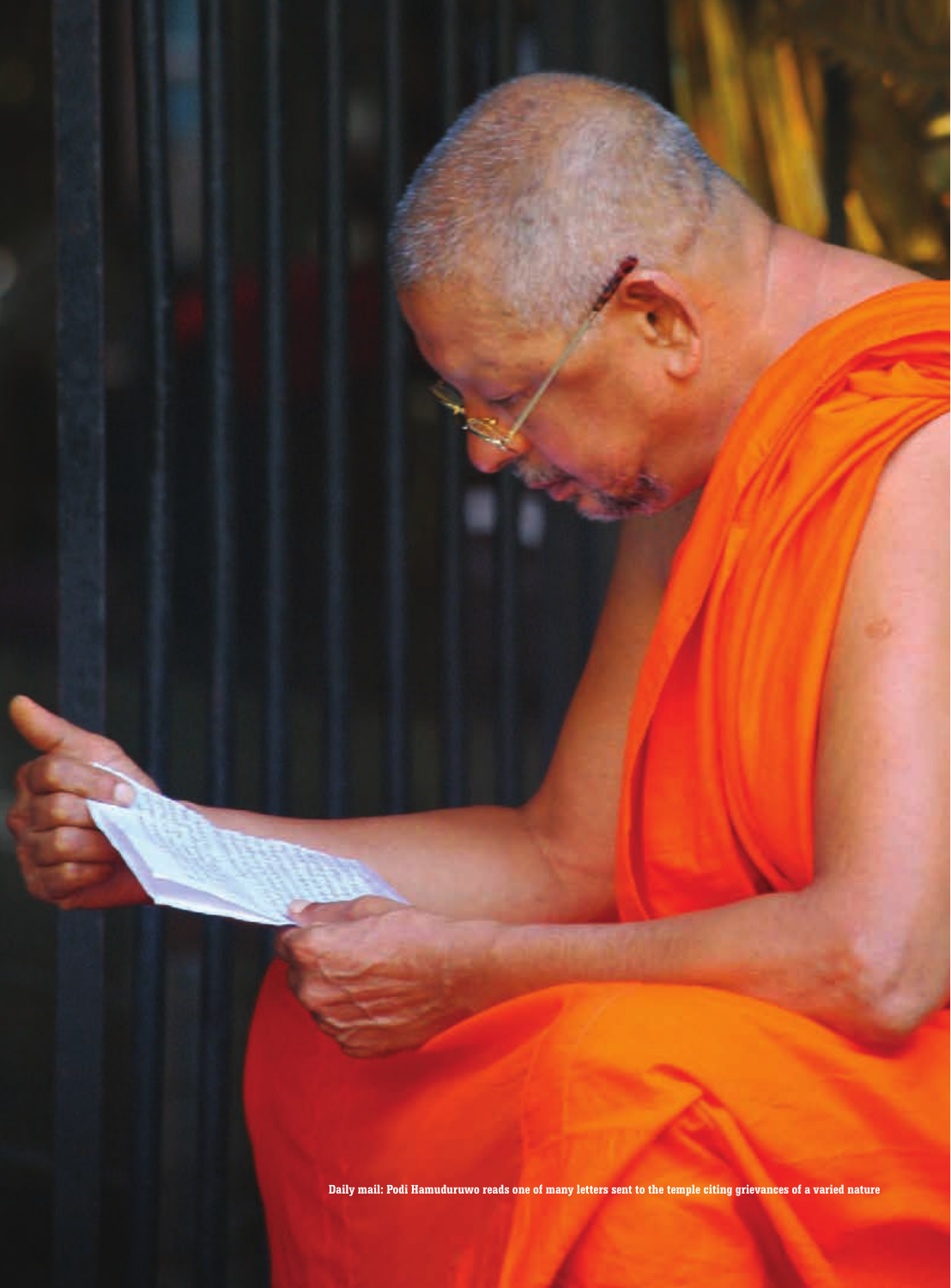**Daily mail: Podi Hamuduruwo reads one of many letters sent to the temple citing grievances of a varied nature**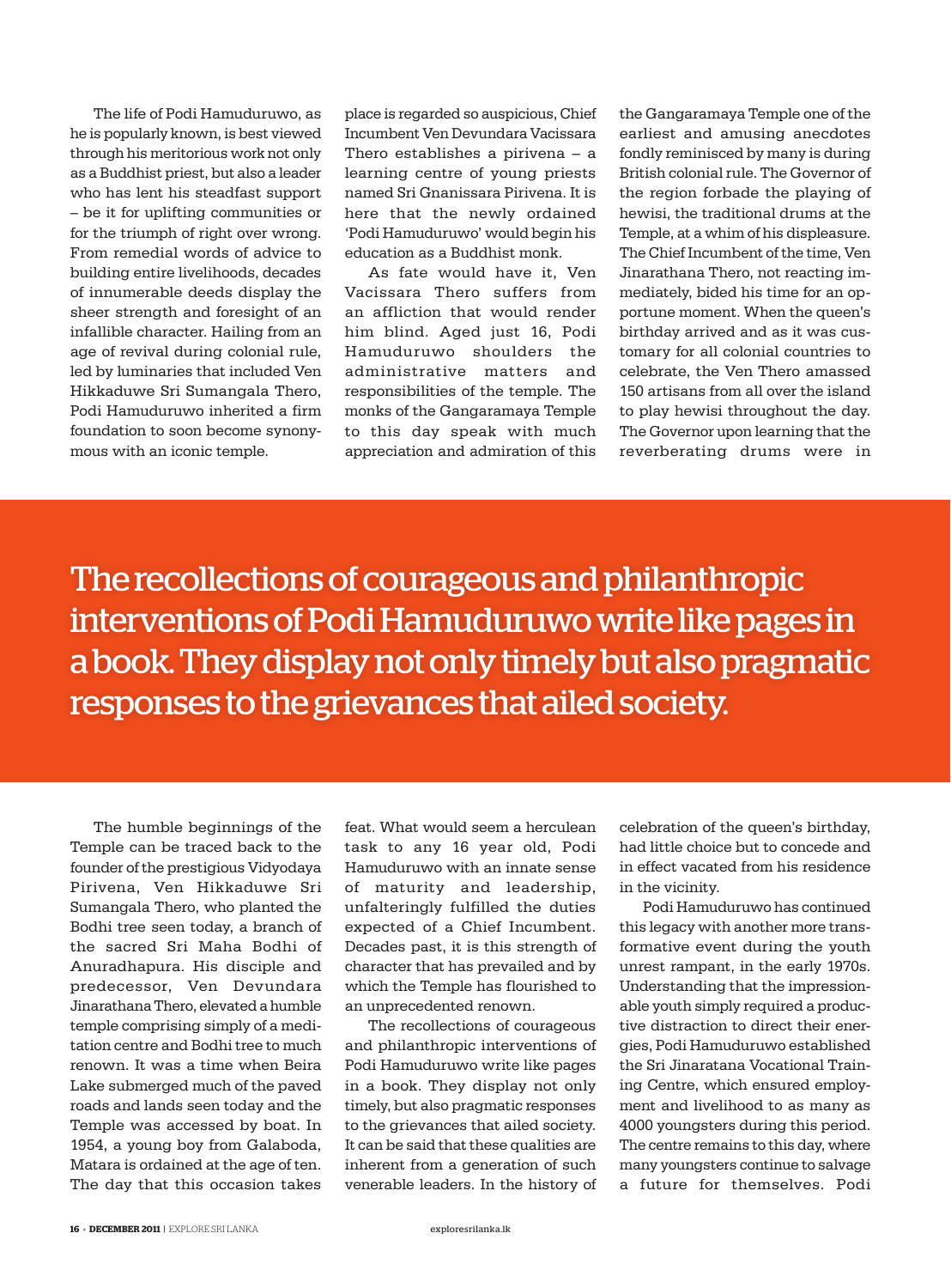The life of Podi Hamuduruwo, as he is popularly known, is best viewed through his meritorious work not only as a Buddhist priest, but also a leader who has lent his steadfast support – be it for uplifting communities or for the triumph of right over wrong. From remedial words of advice to building entire livelihoods, decades of innumerable deeds display the sheer strength and foresight of an infallible character. Hailing from an age of revival during colonial rule, led by luminaries that included Ven Hikkaduwe Sri Sumangala Thero, Podi Hamuduruwo inherited a firm foundation to soon become synonymous with an iconic temple.

> The recollections of courageous and philanthropic interventions of Podi Hamuduruwo write like pages in a book. They display not only timely but also pragmatic responses to the grievances that ailed society.

The humble beginnings of the Temple can be traced back to the founder of the prestigious Vidyodaya Pirivena, Ven Hikkaduwe Sri Sumangala Thero, who planted the Bodhi tree seen today, a branch of the sacred Sri Maha Bodhi of Anuradhapura. His disciple and predecessor, Ven Devundara Jinarathana Thero, elevated a humble temple comprising simply of a meditation centre and Bodhi tree to much renown. It was a time when Beira Lake submerged much of the paved roads and lands seen today and the Temple was accessed by boat. In 1954, a young boy from Galaboda, Matara is ordained at the age of ten. The day that this occasion takes place is regarded so auspicious, Chief Incumbent Ven Devundara Vacissara Thero establishes a pirivena – a learning centre of young priests named Sri Gnanissara Pirivena. It is here that the newly ordained 'Podi Hamuduruwo' would begin his education as a Buddhist monk.

As fate would have it, Ven Vacissara Thero suffers from an affliction that would render him blind. Aged just 16, Podi Hamuduruwo shoulders the administrative matters and responsibilities of the temple. The monks of the Gangaramaya Temple to this day speak with much appreciation and admiration of this feat. What would seem a herculean task to any 16 year old, Podi Hamuduruwo with an innate sense of maturity and leadership, unfalteringly fulfilled the duties expected of a Chief Incumbent. Decades past, it is this strength of character that has prevailed and by which the Temple has flourished to an unprecedented renown.

The recollections of courageous and philanthropic interventions of Podi Hamuduruwo write like pages in a book. They display not only timely, but also pragmatic responses to the grievances that ailed society. It can be said that these qualities are inherent from a generation of such venerable leaders. In the history of the Gangaramaya Temple one of the earliest and amusing anecdotes fondly reminisced by many is during British colonial rule. The Governor of the region forbade the playing of hewisi, the traditional drums at the Temple, at a whim of his displeasure. The Chief Incumbent of the time, Ven Jinarathana Thero, not reacting immediately, bided his time for an opportune moment. When the queen's birthday arrived and as it was customary for all colonial countries to celebrate, the Ven Thero amassed 150 artisans from all over the island to play hewisi throughout the day. The Governor upon learning that the reverberating drums were in celebration of the queen's birthday, had little choice but to concede and in effect vacated from his residence in the vicinity.

Podi Hamuduruwo has continued this legacy with another more transformative event during the youth unrest rampant, in the early 1970s. Understanding that the impressionable youth simply required a productive distraction to direct their energies, Podi Hamuduruwo established the Sri Jinaratana Vocational Training Centre, which ensured employment and livelihood to as many as 4000 youngsters during this period. The centre remains to this day, where many youngsters continue to salvage a future for themselves. Podi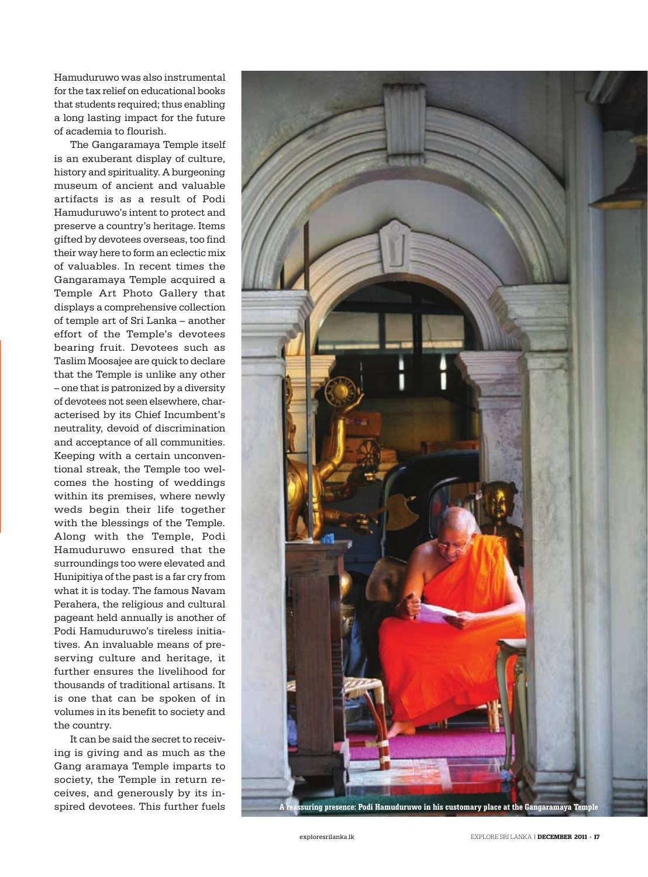Hamuduruwo was also instrumental for the tax relief on educational books that students required; thus enabling a long lasting impact for the future of academia to flourish.

The Gangaramaya Temple itself is an exuberant display of culture, history and spirituality. A burgeoning museum of ancient and valuable artifacts is as a result of Podi Hamuduruwo's intent to protect and preserve a country's heritage. Items gifted by devotees overseas, too find their way here to form an eclectic mix of valuables. In recent times the Gangaramaya Temple acquired a Temple Art Photo Gallery that displays a comprehensive collection of temple art of Sri Lanka – another effort of the Temple's devotees bearing fruit. Devotees such as Taslim Moosajee are quick to declare that the Temple is unlike any other – one that is patronized by a diversity of devotees not seen elsewhere, characterised by its Chief Incumbent's neutrality, devoid of discrimination and acceptance of all communities. Keeping with a certain unconventional streak, the Temple too welcomes the hosting of weddings within its premises, where newly weds begin their life together with the blessings of the Temple. Along with the Temple, Podi Hamuduruwo ensured that the surroundings too were elevated and Hunipitiya of the past is a far cry from what it is today. The famous Navam Perahera, the religious and cultural pageant held annually is another of Podi Hamuduruwo's tireless initiatives. An invaluable means of preserving culture and heritage, it further ensures the livelihood for thousands of traditional artisans. It is one that can be spoken of in volumes in its benefit to society and the country.

It can be said the secret to receiving is giving and as much as the Gang aramaya Temple imparts to society, the Temple in return receives, and generously by its inspired devotees. This further fuels

A reassuring presence: Podi Hamuduruwo in his customary place at the Gangaramaya Temple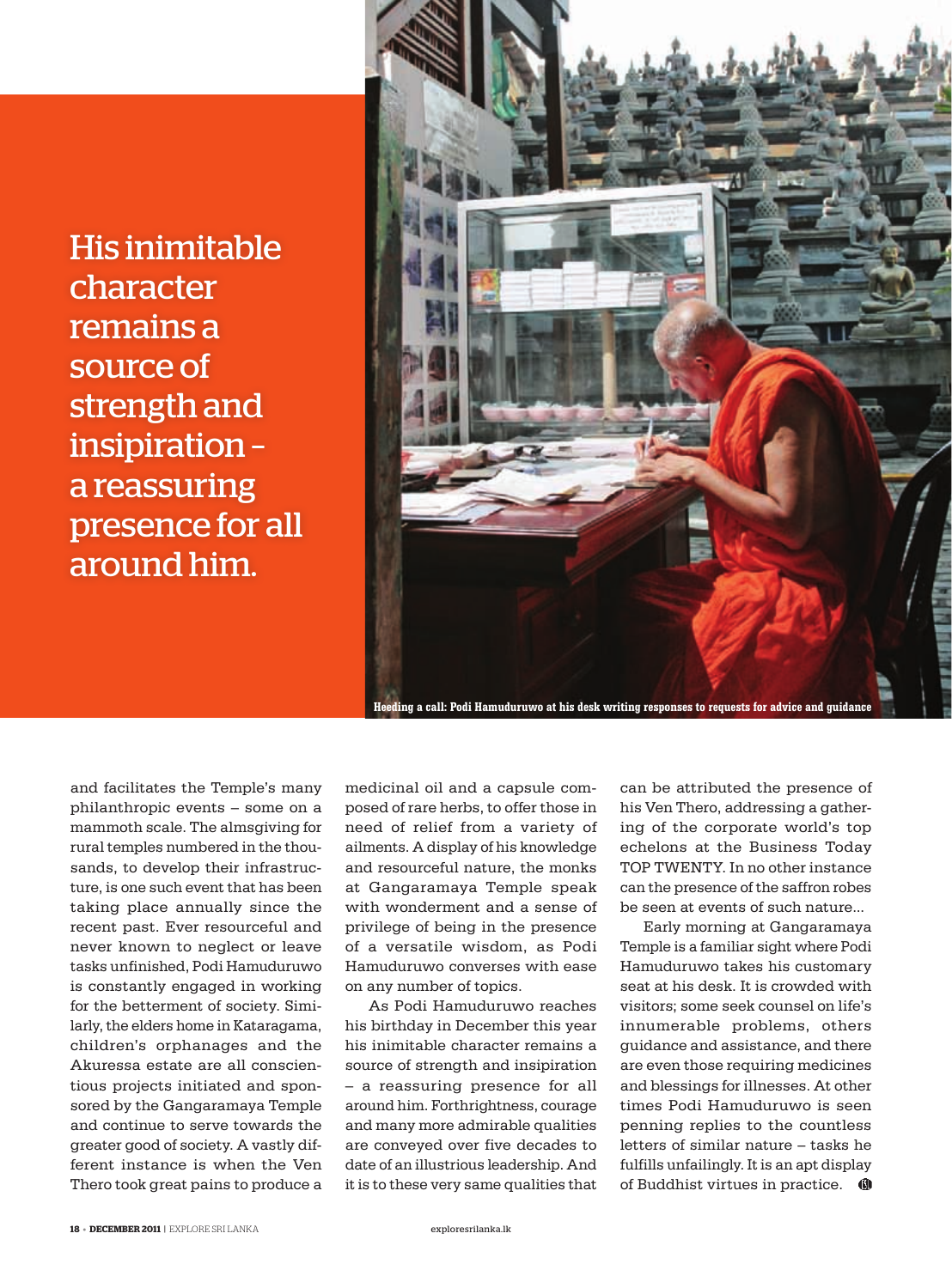His inimitable character remains a source of strength and insipiration – a reassuring presence for all around him.

Heeding a call: Podi Hamuduruwo at his desk writing responses to requests for advice and guidance

and facilitates the Temple's many philanthropic events – some on a mammoth scale. The almsgiving for rural temples numbered in the thousands, to develop their infrastructure, is one such event that has been taking place annually since the recent past. Ever resourceful and never known to neglect or leave tasks unfinished, Podi Hamuduruwo is constantly engaged in working for the betterment of society. Similarly, the elders home in Kataragama, children's orphanages and the Akuressa estate are all conscientious projects initiated and sponsored by the Gangaramaya Temple and continue to serve towards the greater good of society. A vastly different instance is when the Ven Thero took great pains to produce a medicinal oil and a capsule composed of rare herbs, to offer those in need of relief from a variety of ailments. A display of his knowledge and resourceful nature, the monks at Gangaramaya Temple speak with wonderment and a sense of privilege of being in the presence of a versatile wisdom, as Podi Hamuduruwo converses with ease on any number of topics.

As Podi Hamuduruwo reaches his birthday in December this year his inimitable character remains a source of strength and inspiration – a reassuring presence for all around him. Forthrightness, courage and many more admirable qualities are conveyed over five decades to date of an illustrious leadership. And it is to these very same qualities that can be attributed the presence of his Ven Thero, addressing a gathering of the corporate world's top echelons at the Business Today TOP TWENTY. In no other instance can the presence of the saffron robes be seen at events of such nature...

Early morning at Gangaramaya Temple is a familiar sight where Podi Hamuduruwo takes his customary seat at his desk. It is crowded with visitors; some seek counsel on life's innumerable problems, others guidance and assistance, and there are even those requiring medicines and blessings for illnesses. At other times Podi Hamuduruwo is seen penning replies to the countless letters of similar nature – tasks he fulfills unfailingly. It is an apt display of Buddhist virtues in practice.